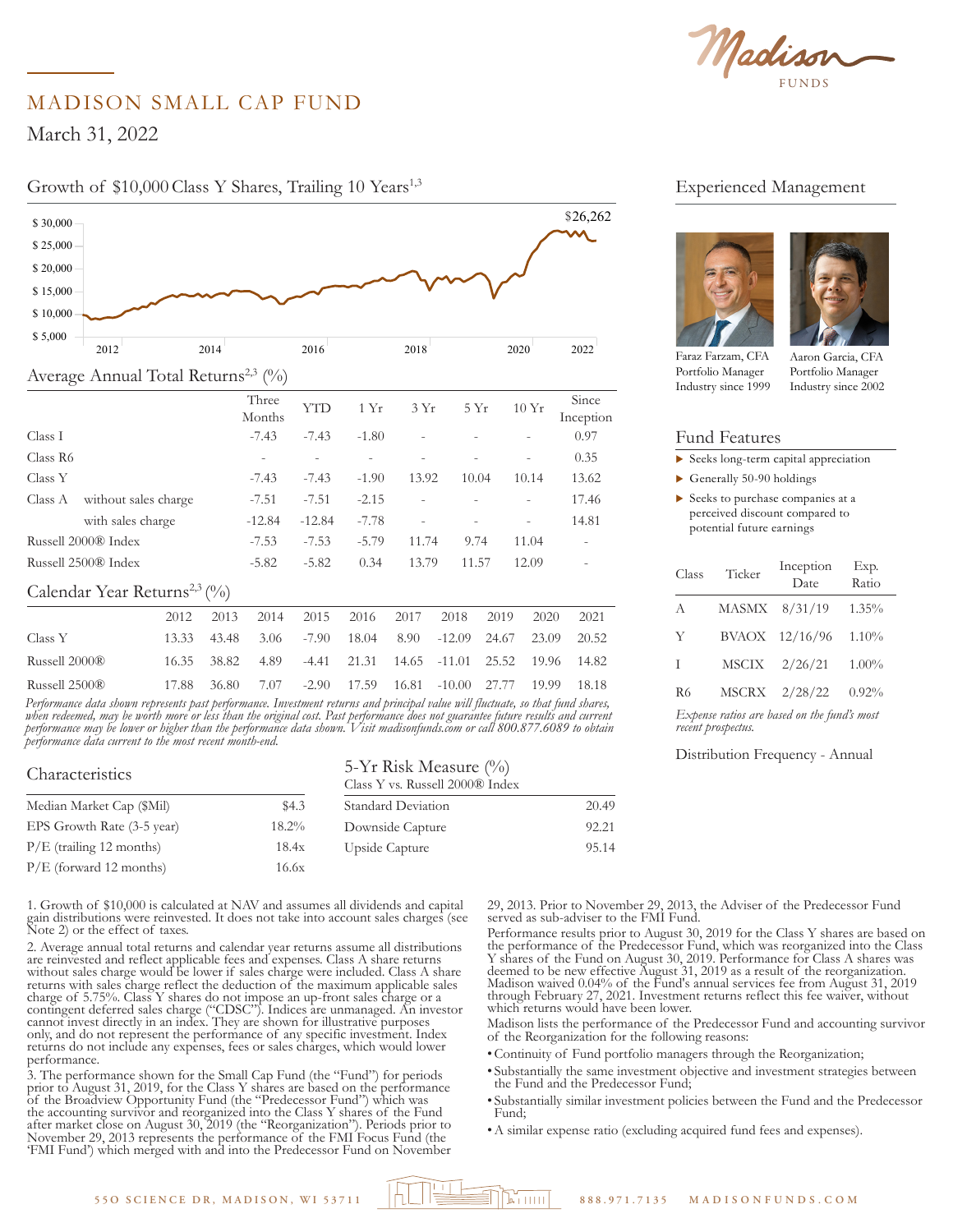# MADISON SMALL CAP FUND

March 31, 2022

## Growth of $10,000 Class Y Shares, Trailing 10 Years[1,3]

$26,262

## Average Annual Total Returns[2,3] (%)

| | | Three Months | YTD | 1 Yr | 3 Yr | 5 Yr | 10 Yr | Since Inception |
|---|---|---|---|---|---|---|---|---|
| Class I | | -7.43 | -7.43 | -1.80 | - | - | - | 0.97 |
| Class R6 | | - | - | - | - | - | - | 0.35 |
| Class Y | | -7.43 | -7.43 | -1.90 | 13.92 | 10.04 | 10.14 | 13.62 |
| Class A | without sales charge | -7.51 | -7.51 | -2.15 | - | - | - | 17.46 |
| | with sales charge | -12.84 | -12.84 | -7.78 | - | - | - | 14.81 |
| Russell 2000® Index | | -7.53 | -7.53 | -5.79 | 11.74 | 9.74 | 11.04 | - |
| Russell 2500® Index | | -5.82 | -5.82 | 0.34 | 13.79 | 11.57 | 12.09 | - |

## Calendar Year Returns[2,3] (%)

| | 2012 | 2013 | 2014 | 2015 | 2016 | 2017 | 2018 | 2019 | 2020 | 2021 |
|---|---|---|---|---|---|---|---|---|---|---|
| Class Y | 13.33 | 43.48 | 3.06 | -7.90 | 18.04 | 8.90 | -12.09 | 24.67 | 23.09 | 20.52 |
| Russell 2000® | 16.35 | 38.82 | 4.89 | -4.41 | 21.31 | 14.65 | -11.01 | 25.52 | 19.96 | 14.82 |
| Russell 2500® | 17.88 | 36.80 | 7.07 | -2.90 | 17.59 | 16.81 | -10.00 | 27.77 | 19.99 | 18.18 |

*Performance data shown represents past performance. Investment returns and principal value will fluctuate, so that fund shares, when redeemed, may be worth more or less than the original cost. Past performance does not guarantee future results and current performance may be lower or higher than the performance data shown. Visit madisonfunds.com or call 800.877.6089 to obtain performance data current to the most recent month-end.*

## Characteristics

| | |
|---|---|
| Median Market Cap ($Mil) | $4.3 |
| EPS Growth Rate (3-5 year) | 18.2% |
| P/E (trailing 12 months) | 18.4x |
| P/E (forward 12 months) | 16.6x |

## 5-Yr Risk Measure (%)

Class Y vs. Russell 2000® Index

| | |
|---|---|
| Standard Deviation | 20.49 |
| Downside Capture | 92.21 |
| Upside Capture | 95.14 |

## Experienced Management

Faraz Farzam, CFA
Portfolio Manager
Industry since 1999

Aaron Garcia, CFA
Portfolio Manager
Industry since 2002

## Fund Features

- Seeks long-term capital appreciation
- Generally 50-90 holdings
- Seeks to purchase companies at a perceived discount compared to potential future earnings

| Class | Ticker | Inception Date | Exp. Ratio |
|---|---|---|---|
| A | MASMX | 8/31/19 | 1.35% |
| Y | BVAOX | 12/16/96 | 1.10% |
| I | MSCIX | 2/26/21 | 1.00% |
| R6 | MSCRX | 2/28/22 | 0.92% |

*Expense ratios are based on the fund's most recent prospectus.*

Distribution Frequency - Annual

1. Growth of $10,000 is calculated at NAV and assumes all dividends and capital gain distributions were reinvested. It does not take into account sales charges (see Note 2) or the effect of taxes.

2. Average annual total returns and calendar year returns assume all distributions are reinvested and reflect applicable fees and expenses. Class A share returns without sales charge would be lower if sales charge were included. Class A share returns with sales charge reflect the deduction of the maximum applicable sales charge of 5.75%. Class Y shares do not impose an up-front sales charge or a contingent deferred sales charge ("CDSC"). Indices are unmanaged. An investor cannot invest directly in an index. They are shown for illustrative purposes only, and do not represent the performance of any specific investment. Index returns do not include any expenses, fees or sales charges, which would lower performance.

3. The performance shown for the Small Cap Fund (the "Fund") for periods prior to August 31, 2019, for the Class Y shares are based on the performance of the Broadview Opportunity Fund (the "Predecessor Fund") which was the accounting survivor and reorganized into the Class Y shares of the Fund after market close on August 30, 2019 (the "Reorganization"). Periods prior to November 29, 2013 represents the performance of the FMI Focus Fund (the 'FMI Fund') which merged with and into the Predecessor Fund on November 29, 2013. Prior to November 29, 2013, the Adviser of the Predecessor Fund served as sub-adviser to the FMI Fund.

Performance results prior to August 30, 2019 for the Class Y shares are based on the performance of the Predecessor Fund, which was reorganized into the Class Y shares of the Fund on August 30, 2019. Performance for Class A shares was deemed to be new effective August 31, 2019 as a result of the reorganization. Madison waived 0.04% of the Fund's annual services fee from August 31, 2019 through February 27, 2021. Investment returns reflect this fee waiver, without which returns would have been lower.

Madison lists the performance of the Predecessor Fund and accounting survivor of the Reorganization for the following reasons:

- Continuity of Fund portfolio managers through the Reorganization;
- Substantially the same investment objective and investment strategies between the Fund and the Predecessor Fund;
- Substantially similar investment policies between the Fund and the Predecessor Fund;
- A similar expense ratio (excluding acquired fund fees and expenses).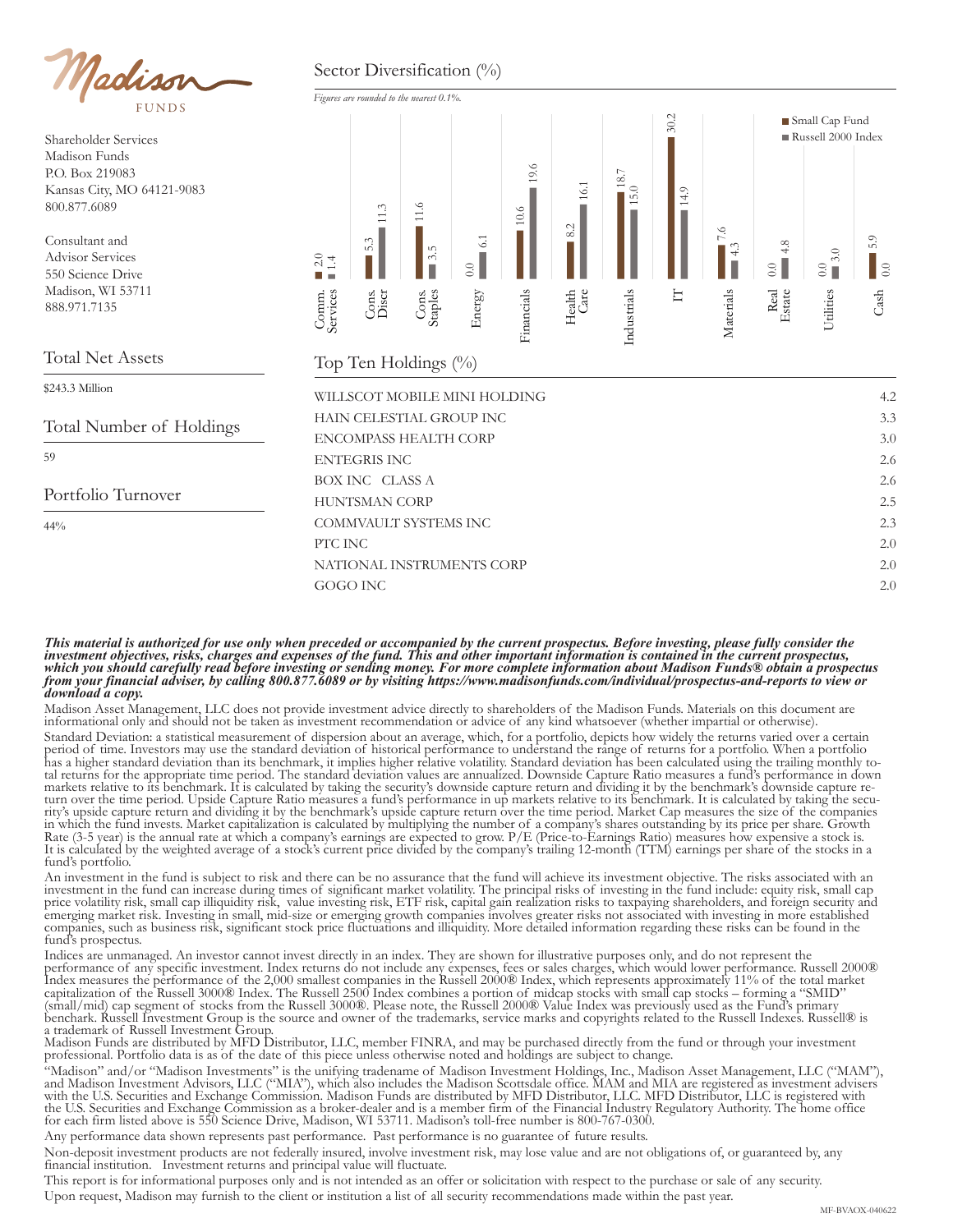Madison FUNDS

Shareholder Services
Madison Funds
P.O. Box 219083
Kansas City, MO 64121-9083
800.877.6089

Consultant and
Advisor Services
550 Science Drive
Madison, WI 53711
888.971.7135

## Total Net Assets

$243.3 Million

## Total Number of Holdings

59

## Portfolio Turnover

44%

## Sector Diversification (%)

*Figures are rounded to the nearest 0.1%.*

Small Cap Fund
Russell 2000 Index

Comm. Services 2.0 1.4
Cons. Discr 5.3 11.3
Cons. Staples 11.6 3.5
Energy 0.0 6.1
Financials 10.6 19.6
Health Care 8.2 16.1
Industrials 18.7 15.0
IT 30.2 14.9
Materials 7.6 4.3
Real Estate 0.0 4.8
Utilities 0.0 3.0
Cash 5.9 0.0

## Top Ten Holdings (%)

| | |
|---|---|
| WILLSCOT MOBILE MINI HOLDING | 4.2 |
| HAIN CELESTIAL GROUP INC | 3.3 |
| ENCOMPASS HEALTH CORP | 3.0 |
| ENTEGRIS INC | 2.6 |
| BOX INC CLASS A | 2.6 |
| HUNTSMAN CORP | 2.5 |
| COMMVAULT SYSTEMS INC | 2.3 |
| PTC INC | 2.0 |
| NATIONAL INSTRUMENTS CORP | 2.0 |
| GOGO INC | 2.0 |

***This material is authorized for use only when preceded or accompanied by the current prospectus. Before investing, please fully consider the investment objectives, risks, charges and expenses of the fund. This and other important information is contained in the current prospectus, which you should carefully read before investing or sending money. For more complete information about Madison Funds® obtain a prospectus from your financial adviser, by calling 800.877.6089 or by visiting https://www.madisonfunds.com/individual/prospectus-and-reports to view or download a copy.***

Madison Asset Management, LLC does not provide investment advice directly to shareholders of the Madison Funds. Materials on this document are informational only and should not be taken as investment recommendation or advice of any kind whatsoever (whether impartial or otherwise).

Standard Deviation: a statistical measurement of dispersion about an average, which, for a portfolio, depicts how widely the returns varied over a certain period of time. Investors may use the standard deviation of historical performance to understand the range of returns for a portfolio. When a portfolio has a higher standard deviation than its benchmark, it implies higher relative volatility. Standard deviation has been calculated using the trailing monthly total returns for the appropriate time period. The standard deviation values are annualized. Downside Capture Ratio measures a fund's performance in down markets relative to its benchmark. It is calculated by taking the security's downside capture return and dividing it by the benchmark's downside capture return over the time period. Upside Capture Ratio measures a fund's performance in up markets relative to its benchmark. It is calculated by taking the security's upside capture return and dividing it by the benchmark's upside capture return over the time period. Market Cap measures the size of the companies in which the fund invests. Market capitalization is calculated by multiplying the number of a company's shares outstanding by its price per share. Growth Rate (3-5 year) is the annual rate at which a company's earnings are expected to grow. P/E (Price-to-Earnings Ratio) measures how expensive a stock is. It is calculated by the weighted average of a stock's current price divided by the company's trailing 12-month (TTM) earnings per share of the stocks in a fund's portfolio.

An investment in the fund is subject to risk and there can be no assurance that the fund will achieve its investment objective. The risks associated with an investment in the fund can increase during times of significant market volatility. The principal risks of investing in the fund include: equity risk, small cap price volatility risk, small cap illiquidity risk, value investing risk, ETF risk, capital gain realization risks to taxpaying shareholders, and foreign security and emerging market risk. Investing in small, mid-size or emerging growth companies involves greater risks not associated with investing in more established companies, such as business risk, significant stock price fluctuations and illiquidity. More detailed information regarding these risks can be found in the fund's prospectus.

Indices are unmanaged. An investor cannot invest directly in an index. They are shown for illustrative purposes only, and do not represent the performance of any specific investment. Index returns do not include any expenses, fees or sales charges, which would lower performance. Russell 2000® Index measures the performance of the 2,000 smallest companies in the Russell 2000® Index, which represents approximately 11% of the total market capitalization of the Russell 3000® Index. The Russell 2500 Index combines a portion of midcap stocks with small cap stocks – forming a "SMID" (small/mid) cap segment of stocks from the Russell 3000®. Please note, the Russell 2000® Value Index was previously used as the Fund's primary benchmark. Russell Investment Group is the source and owner of the trademarks, service marks and copyrights related to the Russell Indexes. Russell® is a trademark of Russell Investment Group.

Madison Funds are distributed by MFD Distributor, LLC, member FINRA, and may be purchased directly from the fund or through your investment professional. Portfolio data is as of the date of this piece unless otherwise noted and holdings are subject to change.

"Madison" and/or "Madison Investments" is the unifying tradename of Madison Investment Holdings, Inc., Madison Asset Management, LLC ("MAM"), and Madison Investment Advisors, LLC ("MIA"), which also includes the Madison Scottsdale office. MAM and MIA are registered as investment advisers with the U.S. Securities and Exchange Commission. Madison Funds are distributed by MFD Distributor, LLC. MFD Distributor, LLC is registered with the U.S. Securities and Exchange Commission as a broker-dealer and is a member firm of the Financial Industry Regulatory Authority. The home office for each firm listed above is 550 Science Drive, Madison, WI 53711. Madison's toll-free number is 800-767-0300.

Any performance data shown represents past performance. Past performance is no guarantee of future results.

Non-deposit investment products are not federally insured, involve investment risk, may lose value and are not obligations of, or guaranteed by, any financial institution. Investment returns and principal value will fluctuate.

This report is for informational purposes only and is not intended as an offer or solicitation with respect to the purchase or sale of any security.

Upon request, Madison may furnish to the client or institution a list of all security recommendations made within the past year.

MF-BVAOX-040622